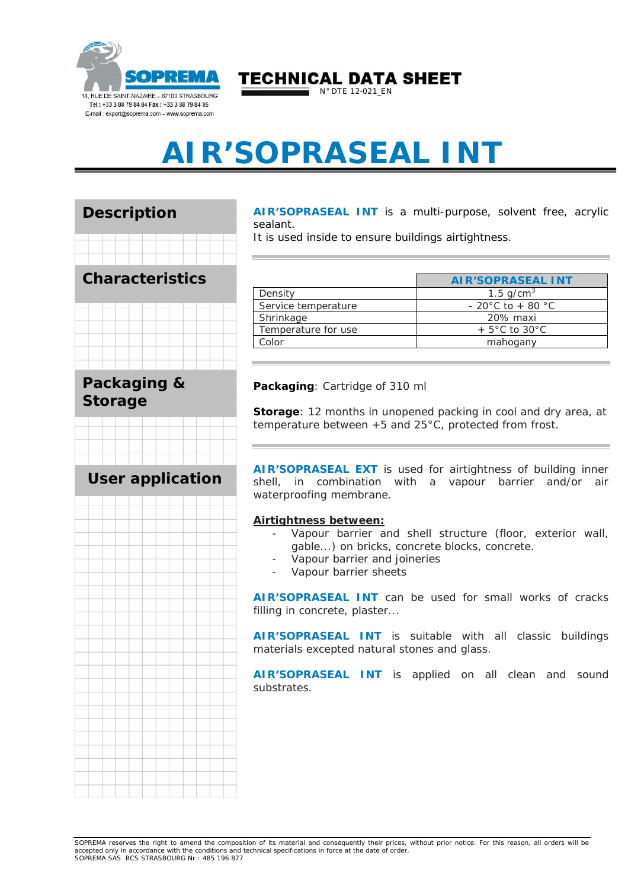SOPREMA
14, RUE DE SAINT-NAZAIRE – 67100 STRASBOURG
Tel : +33 3 88 79 84 84 Fax : +33 3 88 79 84 85
E-mail : export@soprema.com – www.soprema.com

TECHNICAL DATA SHEET
N° DTE 12-021_EN

# AIR'SOPRASEAL INT

## Description

**AIR'SOPRASEAL INT** is a multi-purpose, solvent free, acrylic sealant.
It is used inside to ensure buildings airtightness.

## Characteristics

| | AIR'SOPRASEAL INT |
|---|---|
| Density | 1.5 g/cm$^3$ |
| Service temperature | - 20°C to + 80 °C |
| Shrinkage | 20% maxi |
| Temperature for use | + 5°C to 30°C |
| Color | mahogany |

## Packaging & Storage

**Packaging**: Cartridge of 310 ml

**Storage**: 12 months in unopened packing in cool and dry area, at temperature between +5 and 25°C, protected from frost.

## User application

**AIR'SOPRASEAL EXT** is used for airtightness of building inner shell, in combination with a vapour barrier and/or air waterproofing membrane.

**Airtightness between:**

- Vapour barrier and shell structure (floor, exterior wall, gable...) on bricks, concrete blocks, concrete.
- Vapour barrier and joineries
- Vapour barrier sheets

**AIR'SOPRASEAL INT** can be used for small works of cracks filling in concrete, plaster...

**AIR'SOPRASEAL INT** is suitable with all classic buildings materials excepted natural stones and glass.

**AIR'SOPRASEAL INT** is applied on all clean and sound substrates.

SOPREMA reserves the right to amend the composition of its material and consequently their prices, without prior notice. For this reason, all orders will be accepted only in accordance with the conditions and technical specifications in force at the date of order.
SOPREMA SAS RCS STRASBOURG Nr : 485 196 877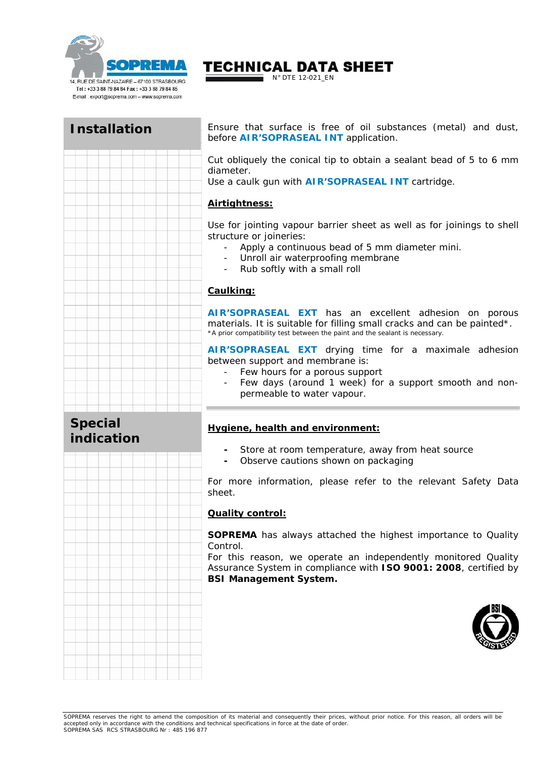# TECHNICAL DATA SHEET

N° DTE 12-021_EN

## Installation

Ensure that surface is free of oil substances (metal) and dust, before **AIR'SOPRASEAL INT** application.

Cut obliquely the conical tip to obtain a sealant bead of 5 to 6 mm diameter.
Use a caulk gun with **AIR'SOPRASEAL INT** cartridge.

**Airtightness:**

Use for jointing vapour barrier sheet as well as for joinings to shell structure or joineries:

- Apply a continuous bead of 5 mm diameter mini.
- Unroll air waterproofing membrane
- Rub softly with a small roll

**Caulking:**

**AIR'SOPRASEAL EXT** has an excellent adhesion on porous materials. It is suitable for filling small cracks and can be painted*.
*A prior compatibility test between the paint and the sealant is necessary.

**AIR'SOPRASEAL EXT** drying time for a maximale adhesion between support and membrane is:

- Few hours for a porous support
- Few days (around 1 week) for a support smooth and non-permeable to water vapour.

## Special indication

**Hygiene, health and environment:**

- Store at room temperature, away from heat source
- Observe cautions shown on packaging

For more information, please refer to the relevant Safety Data sheet.

**Quality control:**

**SOPREMA** has always attached the highest importance to Quality Control.
For this reason, we operate an independently monitored Quality Assurance System in compliance with **ISO 9001: 2008**, certified by **BSI Management System.**

SOPREMA reserves the right to amend the composition of its material and consequently their prices, without prior notice. For this reason, all orders will be accepted only in accordance with the conditions and technical specifications in force at the date of order.
SOPREMA SAS RCS STRASBOURG Nr : 485 196 877